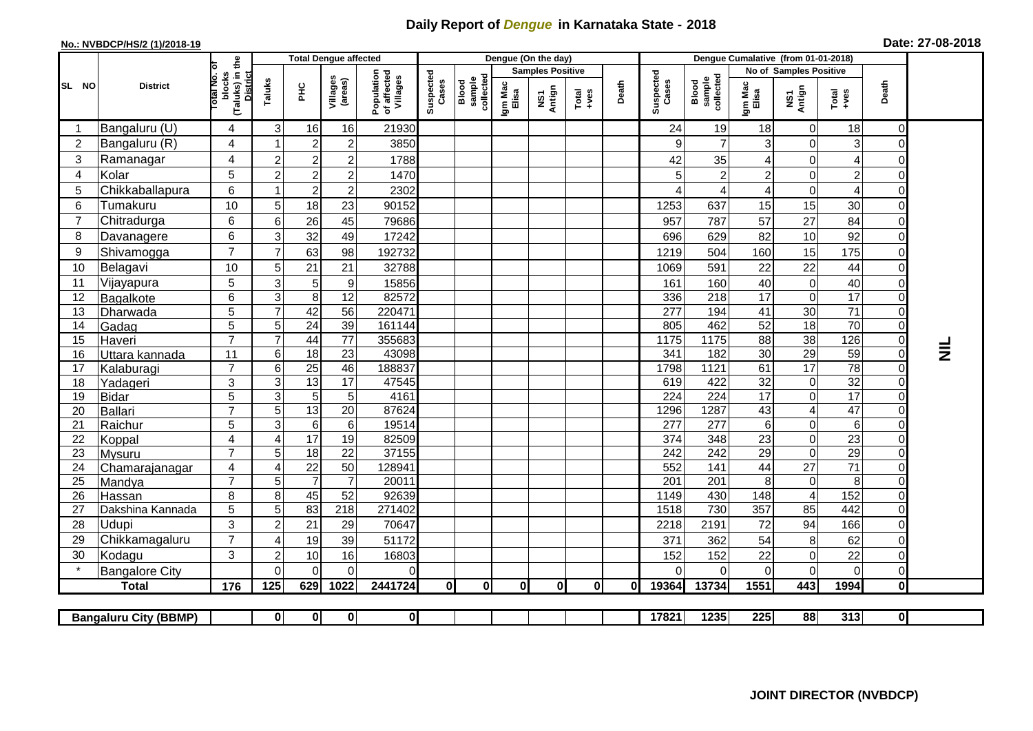# Daily Report of *Dengue* in Karnataka State - 2018

**No.: NVBDCP/HS/2 (1)/2018-19**

**Date: 27-08-2018**

| SL NO | District | Total No. of blocks (Taluks) in the District | Total Dengue affected | | | | Dengue (On the day) | | | | | | | Dengue Cumalative (from 01-01-2018) | | | | | | | |
|---|---|---|---|---|---|---|---|---|---|---|---|---|---|---|---|---|---|---|---|---|
| | | | Taluks | PHC | Villages (areas) | Population of affected Villages | Suspected Cases | Blood sample collected | Samples Positive | | | Death | Suspected Cases | Blood sample collected | No of Samples Positive | | | Death | |
| | | | | | | | | | Igm Mac Elisa | NS1 Antign | Total +ves | | | | Igm Mac Elisa | NS1 Antign | Total +ves | | |
| 1 | Bangaluru (U) | 4 | 3 | 16 | 16 | 21930 | | | | | | | 24 | 19 | 18 | 0 | 18 | 0 | NIL |
| 2 | Bangaluru (R) | 4 | 1 | 2 | 2 | 3850 | | | | | | | 9 | 7 | 3 | 0 | 3 | 0 | |
| 3 | Ramanagar | 4 | 2 | 2 | 2 | 1788 | | | | | | | 42 | 35 | 4 | 0 | 4 | 0 | |
| 4 | Kolar | 5 | 2 | 2 | 2 | 1470 | | | | | | | 5 | 2 | 2 | 0 | 2 | 0 | |
| 5 | Chikkaballapura | 6 | 1 | 2 | 2 | 2302 | | | | | | | 4 | 4 | 4 | 0 | 4 | 0 | |
| 6 | Tumakuru | 10 | 5 | 18 | 23 | 90152 | | | | | | | 1253 | 637 | 15 | 15 | 30 | 0 | |
| 7 | Chitradurga | 6 | 6 | 26 | 45 | 79686 | | | | | | | 957 | 787 | 57 | 27 | 84 | 0 | |
| 8 | Davanagere | 6 | 3 | 32 | 49 | 17242 | | | | | | | 696 | 629 | 82 | 10 | 92 | 0 | |
| 9 | Shivamogga | 7 | 7 | 63 | 98 | 192732 | | | | | | | 1219 | 504 | 160 | 15 | 175 | 0 | |
| 10 | Belagavi | 10 | 5 | 21 | 21 | 32788 | | | | | | | 1069 | 591 | 22 | 22 | 44 | 0 | |
| 11 | Vijayapura | 5 | 3 | 5 | 9 | 15856 | | | | | | | 161 | 160 | 40 | 0 | 40 | 0 | |
| 12 | Bagalkote | 6 | 3 | 8 | 12 | 82572 | | | | | | | 336 | 218 | 17 | 0 | 17 | 0 | |
| 13 | Dharwada | 5 | 7 | 42 | 56 | 220471 | | | | | | | 277 | 194 | 41 | 30 | 71 | 0 | |
| 14 | Gadag | 5 | 5 | 24 | 39 | 161144 | | | | | | | 805 | 462 | 52 | 18 | 70 | 0 | |
| 15 | Haveri | 7 | 7 | 44 | 77 | 355683 | | | | | | | 1175 | 1175 | 88 | 38 | 126 | 0 | |
| 16 | Uttara kannada | 11 | 6 | 18 | 23 | 43098 | | | | | | | 341 | 182 | 30 | 29 | 59 | 0 | |
| 17 | Kalaburagi | 7 | 6 | 25 | 46 | 188837 | | | | | | | 1798 | 1121 | 61 | 17 | 78 | 0 | |
| 18 | Yadageri | 3 | 3 | 13 | 17 | 47545 | | | | | | | 619 | 422 | 32 | 0 | 32 | 0 | |
| 19 | Bidar | 5 | 3 | 5 | 5 | 4161 | | | | | | | 224 | 224 | 17 | 0 | 17 | 0 | |
| 20 | Ballari | 7 | 5 | 13 | 20 | 87624 | | | | | | | 1296 | 1287 | 43 | 4 | 47 | 0 | |
| 21 | Raichur | 5 | 3 | 6 | 6 | 19514 | | | | | | | 277 | 277 | 6 | 0 | 6 | 0 | |
| 22 | Koppal | 4 | 4 | 17 | 19 | 82509 | | | | | | | 374 | 348 | 23 | 0 | 23 | 0 | |
| 23 | Mysuru | 7 | 5 | 18 | 22 | 37155 | | | | | | | 242 | 242 | 29 | 0 | 29 | 0 | |
| 24 | Chamarajanagar | 4 | 4 | 22 | 50 | 128941 | | | | | | | 552 | 141 | 44 | 27 | 71 | 0 | |
| 25 | Mandya | 7 | 5 | 7 | 7 | 20011 | | | | | | | 201 | 201 | 8 | 0 | 8 | 0 | |
| 26 | Hassan | 8 | 8 | 45 | 52 | 92639 | | | | | | | 1149 | 430 | 148 | 4 | 152 | 0 | |
| 27 | Dakshina Kannada | 5 | 5 | 83 | 218 | 271402 | | | | | | | 1518 | 730 | 357 | 85 | 442 | 0 | |
| 28 | Udupi | 3 | 2 | 21 | 29 | 70647 | | | | | | | 2218 | 2191 | 72 | 94 | 166 | 0 | |
| 29 | Chikkamagaluru | 7 | 4 | 19 | 39 | 51172 | | | | | | | 371 | 362 | 54 | 8 | 62 | 0 | |
| 30 | Kodagu | 3 | 2 | 10 | 16 | 16803 | | | | | | | 152 | 152 | 22 | 0 | 22 | 0 | |
| * | Bangalore City | | 0 | 0 | 0 | 0 | | | | | | | 0 | 0 | 0 | 0 | 0 | 0 | |
| **Total** | | **176** | **125** | **629** | **1022** | **2441724** | **0** | **0** | **0** | **0** | **0** | **0** | **19364** | **13734** | **1551** | **443** | **1994** | **0** | |

| Bangaluru City (BBMP) | | 0 | 0 | 0 | 0 | | | | | | | 17821 | 1235 | 225 | 88 | 313 | 0 | |
|---|---|---|---|---|---|---|---|---|---|---|---|---|---|---|---|---|---|---|

**JOINT DIRECTOR (NVBDCP)**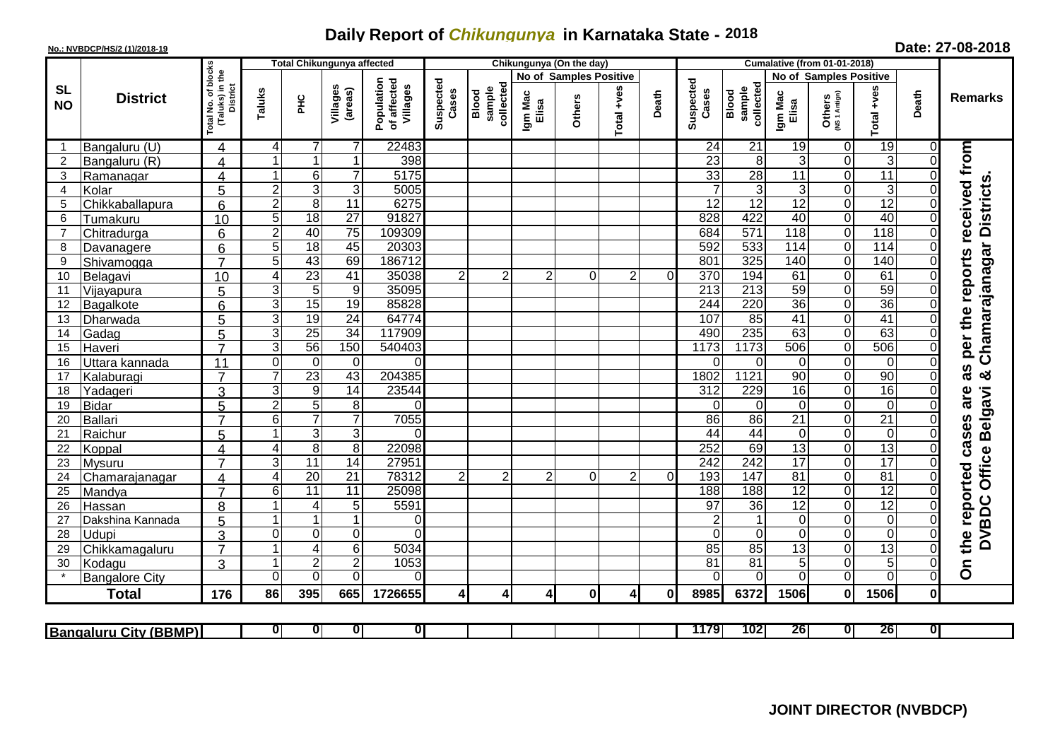# Daily Report of *Chikungunya* in Karnataka State - 2018

**No.: NVBDCP/HS/2 (1)/2018-19**

**Date: 27-08-2018**

| SL NO | District | Total No. of blocks (Taluks) in the District | Total Chikungunya affected | | | | Chikungunya (On the day) | | | | | | Cumalative (from 01-01-2018) | | | | | | Remarks |
|---|---|---|---|---|---|---|---|---|---|---|---|---|---|---|---|---|---|---|---|
| | | | Taluks | PHC | Villages (areas) | Population of affected Villages | Suspected Cases | Blood sample collected | No of Samples Positive | | | Death | Suspected Cases | Blood sample collected | No of Samples Positive | | | Death | |
| | | | | | | | | | Igm Mac Elisa | Others | Total +ves | | | | Igm Mac Elisa | Others (NS 1 Antign) | Total +ves | | |
| 1 | Bangaluru (U) | 4 | 4 | 7 | 7 | 22483 | | | | | | | 24 | 21 | 19 | 0 | 19 | 0 | On the reported cases are as per the reports received from DVBDC Office Belgavi & Chamarajanagar Districts. |
| 2 | Bangaluru (R) | 4 | 1 | 1 | 1 | 398 | | | | | | | 23 | 8 | 3 | 0 | 3 | 0 | |
| 3 | Ramanagar | 4 | 1 | 6 | 7 | 5175 | | | | | | | 33 | 28 | 11 | 0 | 11 | 0 | |
| 4 | Kolar | 5 | 2 | 3 | 3 | 5005 | | | | | | | 7 | 3 | 3 | 0 | 3 | 0 | |
| 5 | Chikkaballapura | 6 | 2 | 8 | 11 | 6275 | | | | | | | 12 | 12 | 12 | 0 | 12 | 0 | |
| 6 | Tumakuru | 10 | 5 | 18 | 27 | 91827 | | | | | | | 828 | 422 | 40 | 0 | 40 | 0 | |
| 7 | Chitradurga | 6 | 2 | 40 | 75 | 109309 | | | | | | | 684 | 571 | 118 | 0 | 118 | 0 | |
| 8 | Davanagere | 6 | 5 | 18 | 45 | 20303 | | | | | | | 592 | 533 | 114 | 0 | 114 | 0 | |
| 9 | Shivamogga | 7 | 5 | 43 | 69 | 186712 | | | | | | | 801 | 325 | 140 | 0 | 140 | 0 | |
| 10 | Belagavi | 10 | 4 | 23 | 41 | 35038 | 2 | 2 | 2 | 0 | 2 | 0 | 370 | 194 | 61 | 0 | 61 | 0 | |
| 11 | Vijayapura | 5 | 3 | 5 | 9 | 35095 | | | | | | | 213 | 213 | 59 | 0 | 59 | 0 | |
| 12 | Bagalkote | 6 | 3 | 15 | 19 | 85828 | | | | | | | 244 | 220 | 36 | 0 | 36 | 0 | |
| 13 | Dharwada | 5 | 3 | 19 | 24 | 64774 | | | | | | | 107 | 85 | 41 | 0 | 41 | 0 | |
| 14 | Gadag | 5 | 3 | 25 | 34 | 117909 | | | | | | | 490 | 235 | 63 | 0 | 63 | 0 | |
| 15 | Haveri | 7 | 3 | 56 | 150 | 540403 | | | | | | | 1173 | 1173 | 506 | 0 | 506 | 0 | |
| 16 | Uttara kannada | 11 | 0 | 0 | 0 | 0 | | | | | | | 0 | 0 | 0 | 0 | 0 | 0 | |
| 17 | Kalaburagi | 7 | 7 | 23 | 43 | 204385 | | | | | | | 1802 | 1121 | 90 | 0 | 90 | 0 | |
| 18 | Yadageri | 3 | 3 | 9 | 14 | 23544 | | | | | | | 312 | 229 | 16 | 0 | 16 | 0 | |
| 19 | Bidar | 5 | 2 | 5 | 8 | 0 | | | | | | | 0 | 0 | 0 | 0 | 0 | 0 | |
| 20 | Ballari | 7 | 6 | 7 | 7 | 7055 | | | | | | | 86 | 86 | 21 | 0 | 21 | 0 | |
| 21 | Raichur | 5 | 1 | 3 | 3 | 0 | | | | | | | 44 | 44 | 0 | 0 | 0 | 0 | |
| 22 | Koppal | 4 | 4 | 8 | 8 | 22098 | | | | | | | 252 | 69 | 13 | 0 | 13 | 0 | |
| 23 | Mysuru | 7 | 3 | 11 | 14 | 27951 | | | | | | | 242 | 242 | 17 | 0 | 17 | 0 | |
| 24 | Chamarajanagar | 4 | 4 | 20 | 21 | 78312 | 2 | 2 | 2 | 0 | 2 | 0 | 193 | 147 | 81 | 0 | 81 | 0 | |
| 25 | Mandya | 7 | 6 | 11 | 11 | 25098 | | | | | | | 188 | 188 | 12 | 0 | 12 | 0 | |
| 26 | Hassan | 8 | 1 | 4 | 5 | 5591 | | | | | | | 97 | 36 | 12 | 0 | 12 | 0 | |
| 27 | Dakshina Kannada | 5 | 1 | 1 | 1 | 0 | | | | | | | 2 | 1 | 0 | 0 | 0 | 0 | |
| 28 | Udupi | 3 | 0 | 0 | 0 | 0 | | | | | | | 0 | 0 | 0 | 0 | 0 | 0 | |
| 29 | Chikkamagaluru | 7 | 1 | 4 | 6 | 5034 | | | | | | | 85 | 85 | 13 | 0 | 13 | 0 | |
| 30 | Kodagu | 3 | 1 | 2 | 2 | 1053 | | | | | | | 81 | 81 | 5 | 0 | 5 | 0 | |
| * | Bangalore City | | 0 | 0 | 0 | 0 | | | | | | | 0 | 0 | 0 | 0 | 0 | 0 | |
| **Total** | | **176** | **86** | **395** | **665** | **1726655** | **4** | **4** | **4** | **0** | **4** | **0** | **8985** | **6372** | **1506** | **0** | **1506** | **0** | |

| | | | | | | | | | | | | | | | | | | |
|---|---|---|---|---|---|---|---|---|---|---|---|---|---|---|---|---|---|---|
| **Bangaluru City (BBMP)** | | 0 | 0 | 0 | 0 | | | | | | | 1179 | 102 | 26 | 0 | 26 | 0 | |

**JOINT DIRECTOR (NVBDCP)**